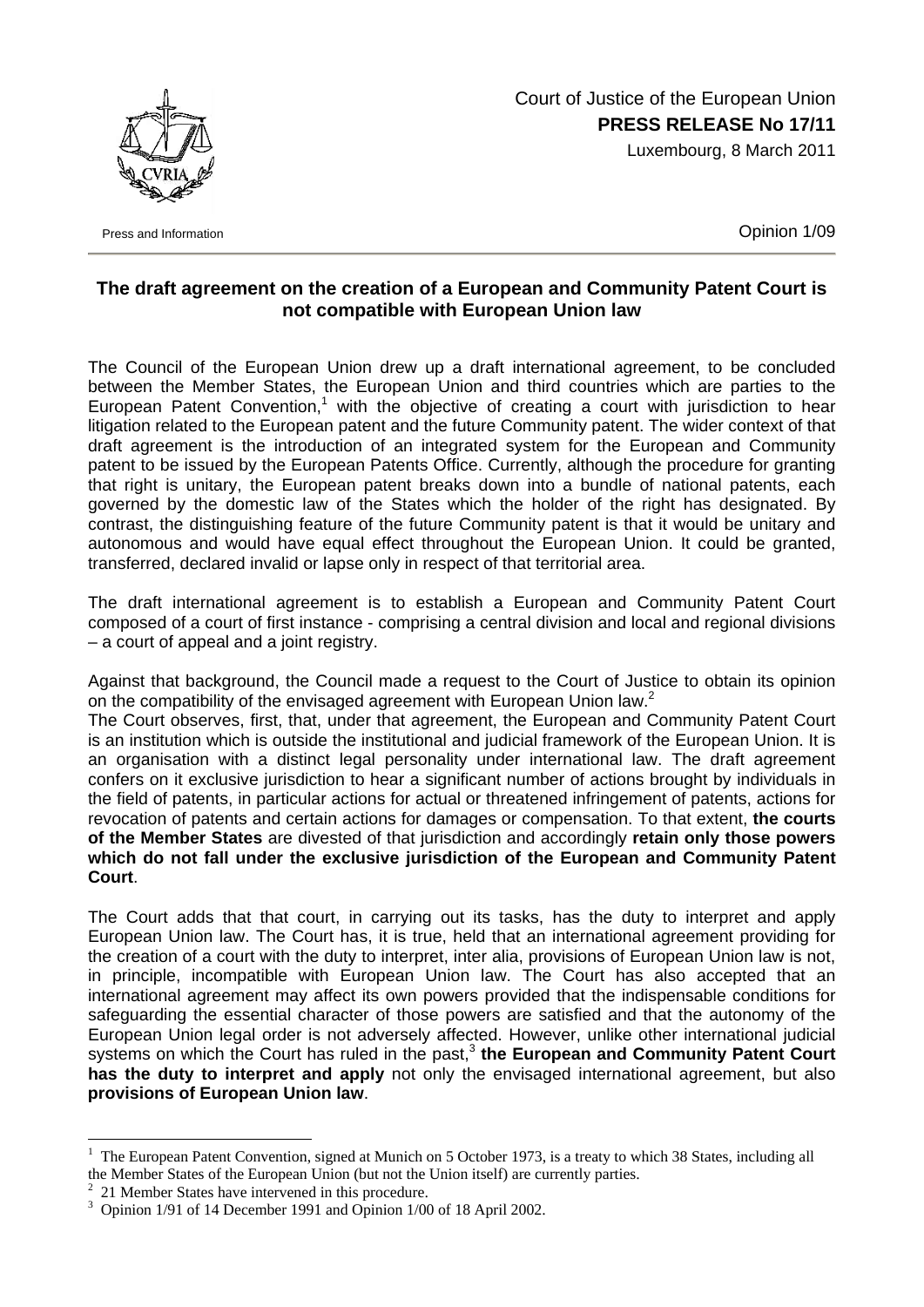Court of Justice of the European Union
**PRESS RELEASE No 17/11**
Luxembourg, 8 March 2011

Press and Information

Opinion 1/09

## The draft agreement on the creation of a European and Community Patent Court is not compatible with European Union law

The Council of the European Union drew up a draft international agreement, to be concluded between the Member States, the European Union and third countries which are parties to the European Patent Convention,[1] with the objective of creating a court with jurisdiction to hear litigation related to the European patent and the future Community patent. The wider context of that draft agreement is the introduction of an integrated system for the European and Community patent to be issued by the European Patents Office. Currently, although the procedure for granting that right is unitary, the European patent breaks down into a bundle of national patents, each governed by the domestic law of the States which the holder of the right has designated. By contrast, the distinguishing feature of the future Community patent is that it would be unitary and autonomous and would have equal effect throughout the European Union. It could be granted, transferred, declared invalid or lapse only in respect of that territorial area.

The draft international agreement is to establish a European and Community Patent Court composed of a court of first instance - comprising a central division and local and regional divisions – a court of appeal and a joint registry.

Against that background, the Council made a request to the Court of Justice to obtain its opinion on the compatibility of the envisaged agreement with European Union law.[2]

The Court observes, first, that, under that agreement, the European and Community Patent Court is an institution which is outside the institutional and judicial framework of the European Union. It is an organisation with a distinct legal personality under international law. The draft agreement confers on it exclusive jurisdiction to hear a significant number of actions brought by individuals in the field of patents, in particular actions for actual or threatened infringement of patents, actions for revocation of patents and certain actions for damages or compensation. To that extent, **the courts of the Member States** are divested of that jurisdiction and accordingly **retain only those powers which do not fall under the exclusive jurisdiction of the European and Community Patent Court**.

The Court adds that that court, in carrying out its tasks, has the duty to interpret and apply European Union law. The Court has, it is true, held that an international agreement providing for the creation of a court with the duty to interpret, inter alia, provisions of European Union law is not, in principle, incompatible with European Union law. The Court has also accepted that an international agreement may affect its own powers provided that the indispensable conditions for safeguarding the essential character of those powers are satisfied and that the autonomy of the European Union legal order is not adversely affected. However, unlike other international judicial systems on which the Court has ruled in the past,[3] **the European and Community Patent Court has the duty to interpret and apply** not only the envisaged international agreement, but also **provisions of European Union law**.

---

[1] The European Patent Convention, signed at Munich on 5 October 1973, is a treaty to which 38 States, including all the Member States of the European Union (but not the Union itself) are currently parties.

[2] 21 Member States have intervened in this procedure.

[3] Opinion 1/91 of 14 December 1991 and Opinion 1/00 of 18 April 2002.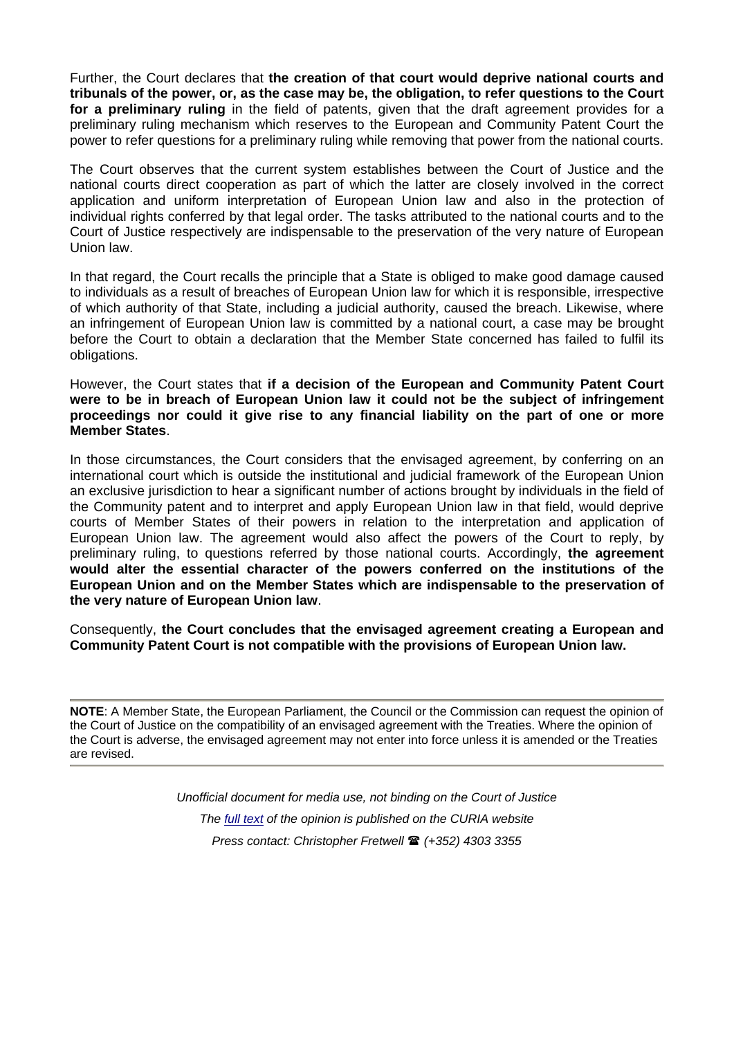Further, the Court declares that **the creation of that court would deprive national courts and tribunals of the power, or, as the case may be, the obligation, to refer questions to the Court for a preliminary ruling** in the field of patents, given that the draft agreement provides for a preliminary ruling mechanism which reserves to the European and Community Patent Court the power to refer questions for a preliminary ruling while removing that power from the national courts.

The Court observes that the current system establishes between the Court of Justice and the national courts direct cooperation as part of which the latter are closely involved in the correct application and uniform interpretation of European Union law and also in the protection of individual rights conferred by that legal order. The tasks attributed to the national courts and to the Court of Justice respectively are indispensable to the preservation of the very nature of European Union law.

In that regard, the Court recalls the principle that a State is obliged to make good damage caused to individuals as a result of breaches of European Union law for which it is responsible, irrespective of which authority of that State, including a judicial authority, caused the breach. Likewise, where an infringement of European Union law is committed by a national court, a case may be brought before the Court to obtain a declaration that the Member State concerned has failed to fulfil its obligations.

However, the Court states that **if a decision of the European and Community Patent Court were to be in breach of European Union law it could not be the subject of infringement proceedings nor could it give rise to any financial liability on the part of one or more Member States**.

In those circumstances, the Court considers that the envisaged agreement, by conferring on an international court which is outside the institutional and judicial framework of the European Union an exclusive jurisdiction to hear a significant number of actions brought by individuals in the field of the Community patent and to interpret and apply European Union law in that field, would deprive courts of Member States of their powers in relation to the interpretation and application of European Union law. The agreement would also affect the powers of the Court to reply, by preliminary ruling, to questions referred by those national courts. Accordingly, **the agreement would alter the essential character of the powers conferred on the institutions of the European Union and on the Member States which are indispensable to the preservation of the very nature of European Union law**.

Consequently, **the Court concludes that the envisaged agreement creating a European and Community Patent Court is not compatible with the provisions of European Union law.**

---

**NOTE**: A Member State, the European Parliament, the Council or the Commission can request the opinion of the Court of Justice on the compatibility of an envisaged agreement with the Treaties. Where the opinion of the Court is adverse, the envisaged agreement may not enter into force unless it is amended or the Treaties are revised.

---

*Unofficial document for media use, not binding on the Court of Justice*

*The full text of the opinion is published on the CURIA website*

*Press contact: Christopher Fretwell ☎ (+352) 4303 3355*